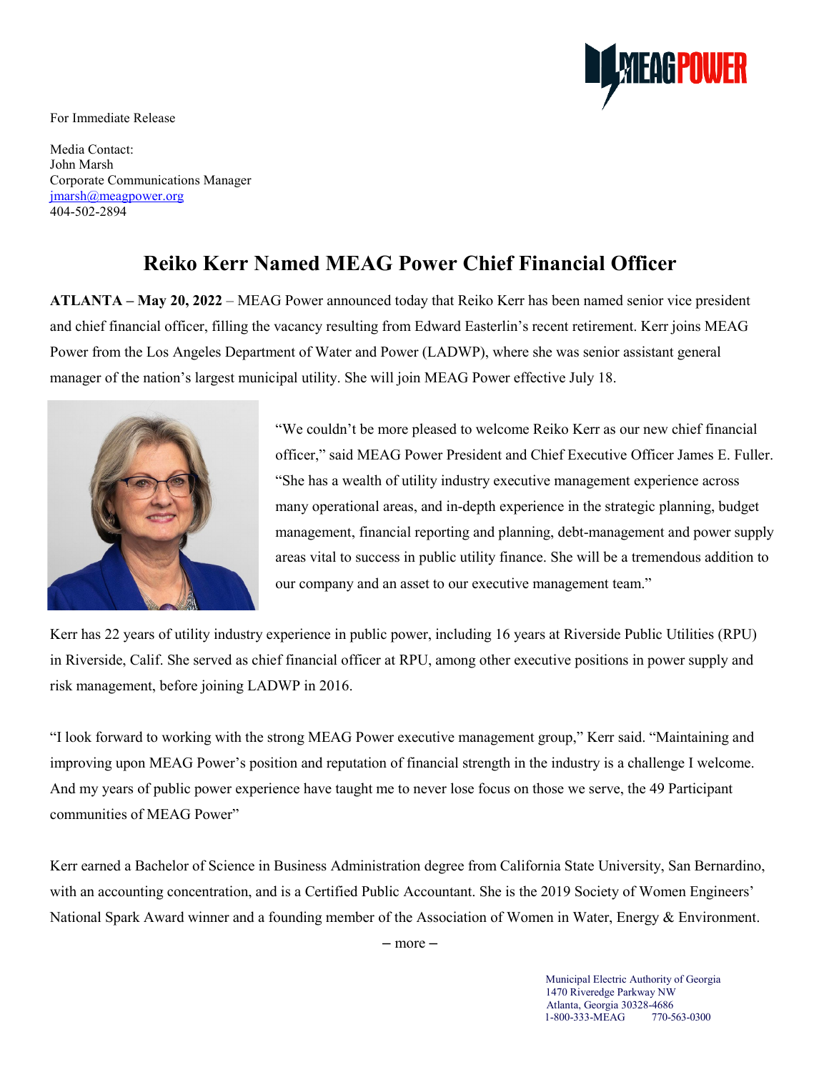For Immediate Release

Media Contact:
John Marsh
Corporate Communications Manager
jmarsh@meagpower.org
404-502-2894

# Reiko Kerr Named MEAG Power Chief Financial Officer

**ATLANTA – May 20, 2022** – MEAG Power announced today that Reiko Kerr has been named senior vice president and chief financial officer, filling the vacancy resulting from Edward Easterlin's recent retirement. Kerr joins MEAG Power from the Los Angeles Department of Water and Power (LADWP), where she was senior assistant general manager of the nation's largest municipal utility. She will join MEAG Power effective July 18.

"We couldn't be more pleased to welcome Reiko Kerr as our new chief financial officer," said MEAG Power President and Chief Executive Officer James E. Fuller. "She has a wealth of utility industry executive management experience across many operational areas, and in-depth experience in the strategic planning, budget management, financial reporting and planning, debt-management and power supply areas vital to success in public utility finance. She will be a tremendous addition to our company and an asset to our executive management team."

Kerr has 22 years of utility industry experience in public power, including 16 years at Riverside Public Utilities (RPU) in Riverside, Calif. She served as chief financial officer at RPU, among other executive positions in power supply and risk management, before joining LADWP in 2016.

"I look forward to working with the strong MEAG Power executive management group," Kerr said. "Maintaining and improving upon MEAG Power's position and reputation of financial strength in the industry is a challenge I welcome. And my years of public power experience have taught me to never lose focus on those we serve, the 49 Participant communities of MEAG Power"

Kerr earned a Bachelor of Science in Business Administration degree from California State University, San Bernardino, with an accounting concentration, and is a Certified Public Accountant. She is the 2019 Society of Women Engineers' National Spark Award winner and a founding member of the Association of Women in Water, Energy & Environment.

– more –

Municipal Electric Authority of Georgia
1470 Riveredge Parkway NW
Atlanta, Georgia 30328-4686
1-800-333-MEAG 770-563-0300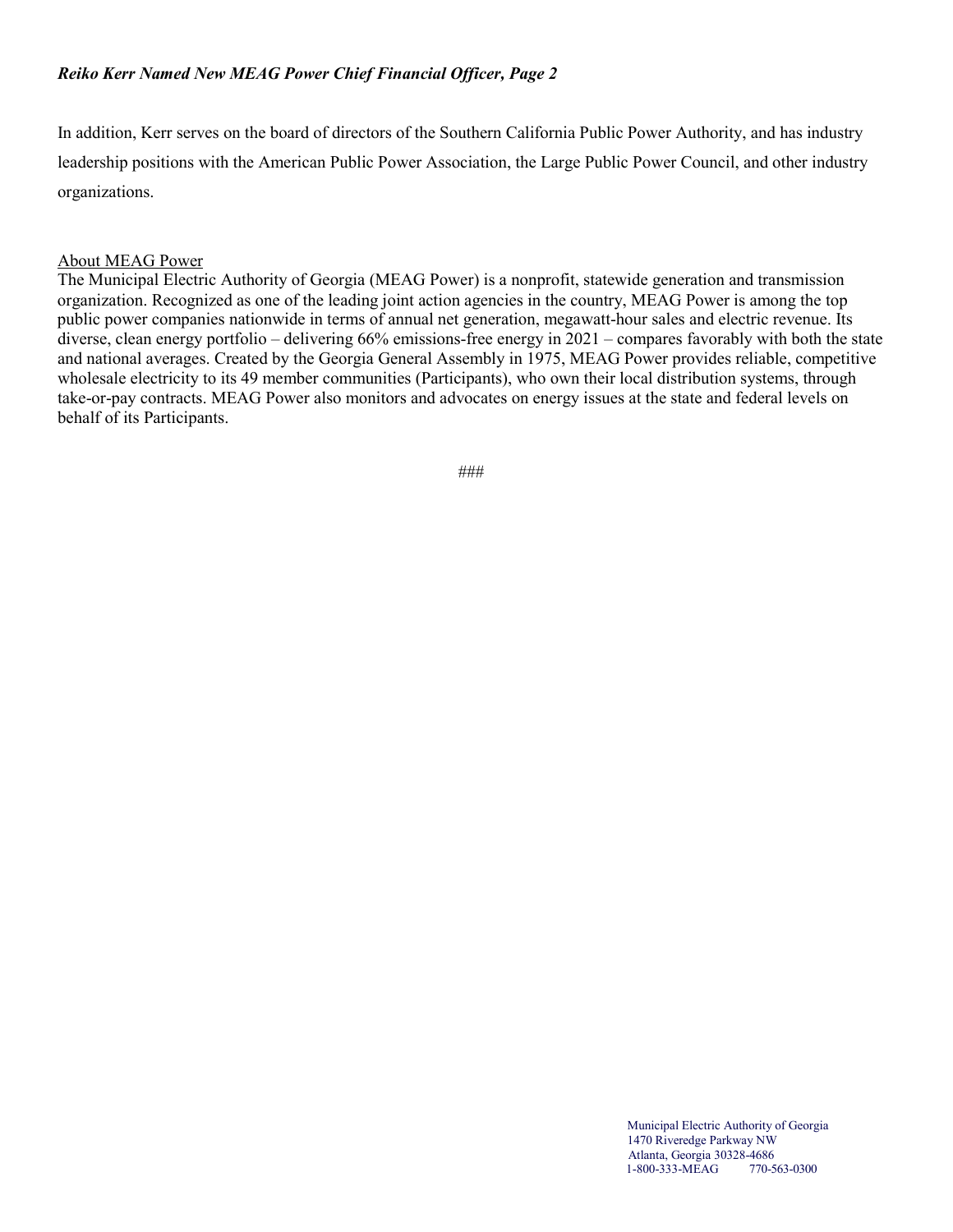In addition, Kerr serves on the board of directors of the Southern California Public Power Authority, and has industry leadership positions with the American Public Power Association, the Large Public Power Council, and other industry organizations.

About MEAG Power

The Municipal Electric Authority of Georgia (MEAG Power) is a nonprofit, statewide generation and transmission organization. Recognized as one of the leading joint action agencies in the country, MEAG Power is among the top public power companies nationwide in terms of annual net generation, megawatt-hour sales and electric revenue. Its diverse, clean energy portfolio – delivering 66% emissions-free energy in 2021 – compares favorably with both the state and national averages. Created by the Georgia General Assembly in 1975, MEAG Power provides reliable, competitive wholesale electricity to its 49 member communities (Participants), who own their local distribution systems, through take-or-pay contracts. MEAG Power also monitors and advocates on energy issues at the state and federal levels on behalf of its Participants.

###

Municipal Electric Authority of Georgia
1470 Riveredge Parkway NW
Atlanta, Georgia 30328-4686
1-800-333-MEAG 770-563-0300